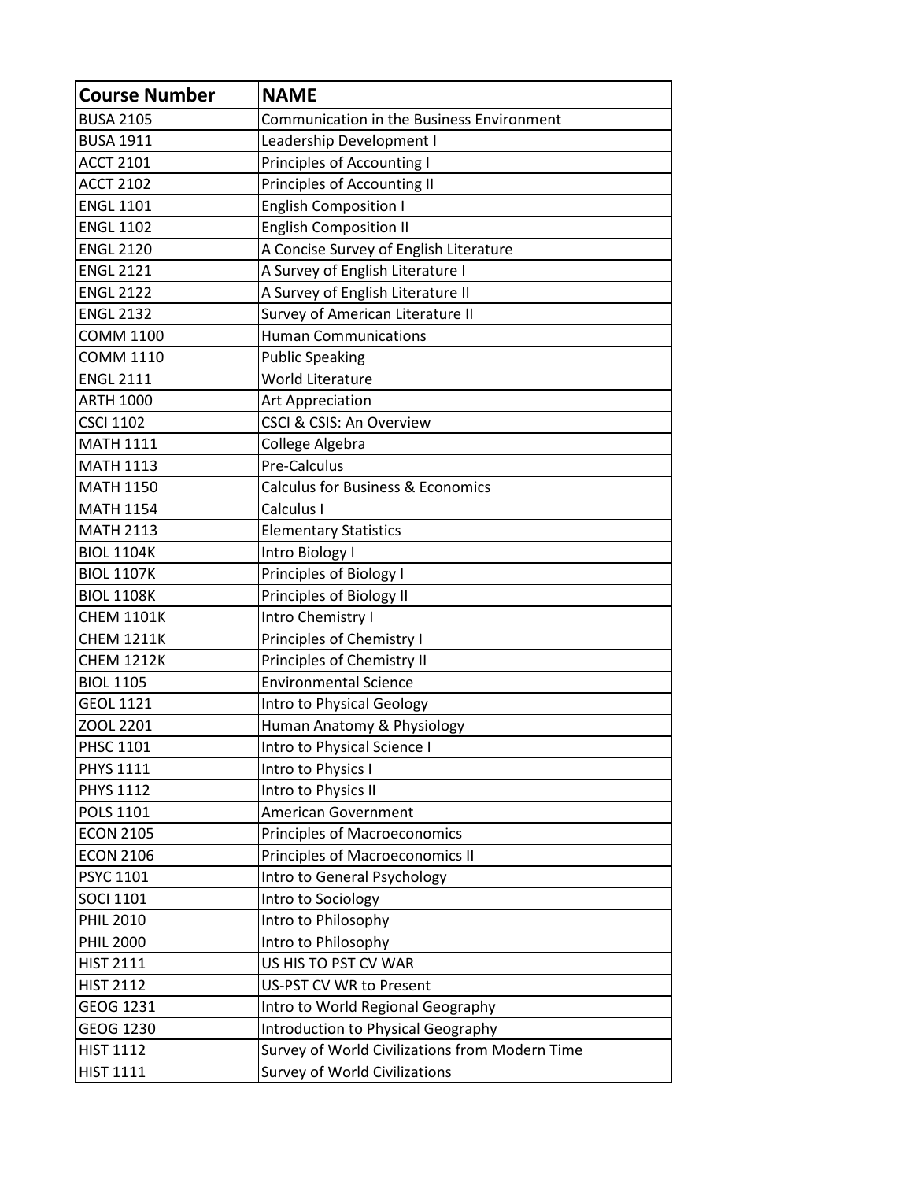| Course Number | NAME |
|---|---|
| BUSA 2105 | Communication in the Business Environment |
| BUSA 1911 | Leadership Development I |
| ACCT 2101 | Principles of Accounting I |
| ACCT 2102 | Principles of Accounting II |
| ENGL 1101 | English Composition I |
| ENGL 1102 | English Composition II |
| ENGL 2120 | A Concise Survey of English Literature |
| ENGL 2121 | A Survey of English Literature I |
| ENGL 2122 | A Survey of English Literature II |
| ENGL 2132 | Survey of American Literature II |
| COMM 1100 | Human Communications |
| COMM 1110 | Public Speaking |
| ENGL 2111 | World Literature |
| ARTH 1000 | Art Appreciation |
| CSCI 1102 | CSCI & CSIS: An Overview |
| MATH 1111 | College Algebra |
| MATH 1113 | Pre-Calculus |
| MATH 1150 | Calculus for Business & Economics |
| MATH 1154 | Calculus I |
| MATH 2113 | Elementary Statistics |
| BIOL 1104K | Intro Biology I |
| BIOL 1107K | Principles of Biology I |
| BIOL 1108K | Principles of Biology II |
| CHEM 1101K | Intro Chemistry I |
| CHEM 1211K | Principles of Chemistry I |
| CHEM 1212K | Principles of Chemistry II |
| BIOL 1105 | Environmental Science |
| GEOL 1121 | Intro to Physical Geology |
| ZOOL 2201 | Human Anatomy & Physiology |
| PHSC 1101 | Intro to Physical Science I |
| PHYS 1111 | Intro to Physics I |
| PHYS 1112 | Intro to Physics II |
| POLS 1101 | American Government |
| ECON 2105 | Principles of Macroeconomics |
| ECON 2106 | Principles of Macroeconomics II |
| PSYC 1101 | Intro to General Psychology |
| SOCI 1101 | Intro to Sociology |
| PHIL 2010 | Intro to Philosophy |
| PHIL 2000 | Intro to Philosophy |
| HIST 2111 | US HIS TO PST CV WAR |
| HIST 2112 | US-PST CV WR to Present |
| GEOG 1231 | Intro to World Regional Geography |
| GEOG 1230 | Introduction to Physical Geography |
| HIST 1112 | Survey of World Civilizations from Modern Time |
| HIST 1111 | Survey of World Civilizations |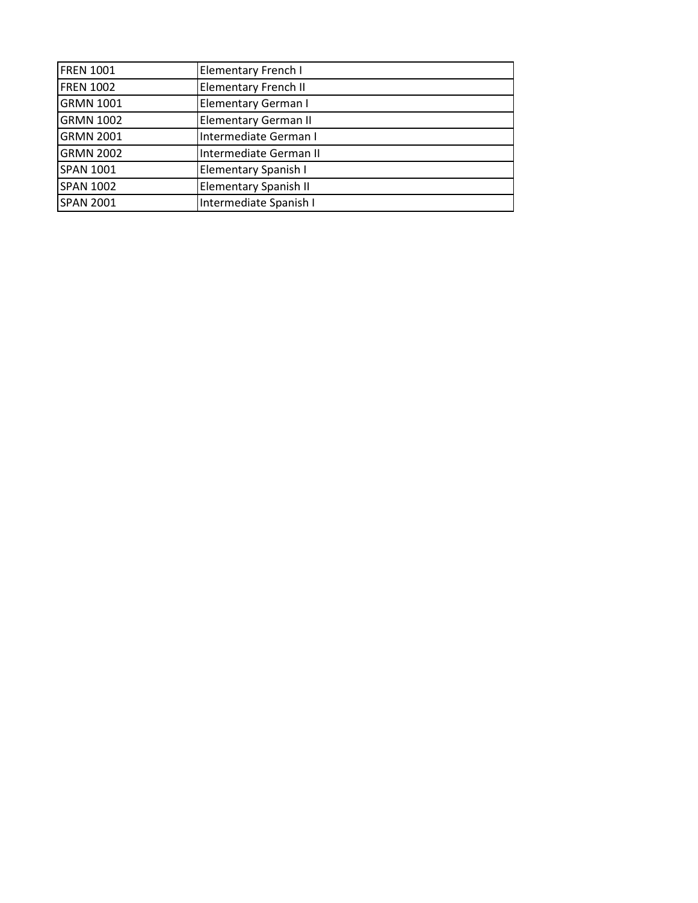| | |
|---|---|
| FREN 1001 | Elementary French I |
| FREN 1002 | Elementary French II |
| GRMN 1001 | Elementary German I |
| GRMN 1002 | Elementary German II |
| GRMN 2001 | Intermediate German I |
| GRMN 2002 | Intermediate German II |
| SPAN 1001 | Elementary Spanish I |
| SPAN 1002 | Elementary Spanish II |
| SPAN 2001 | Intermediate Spanish I |